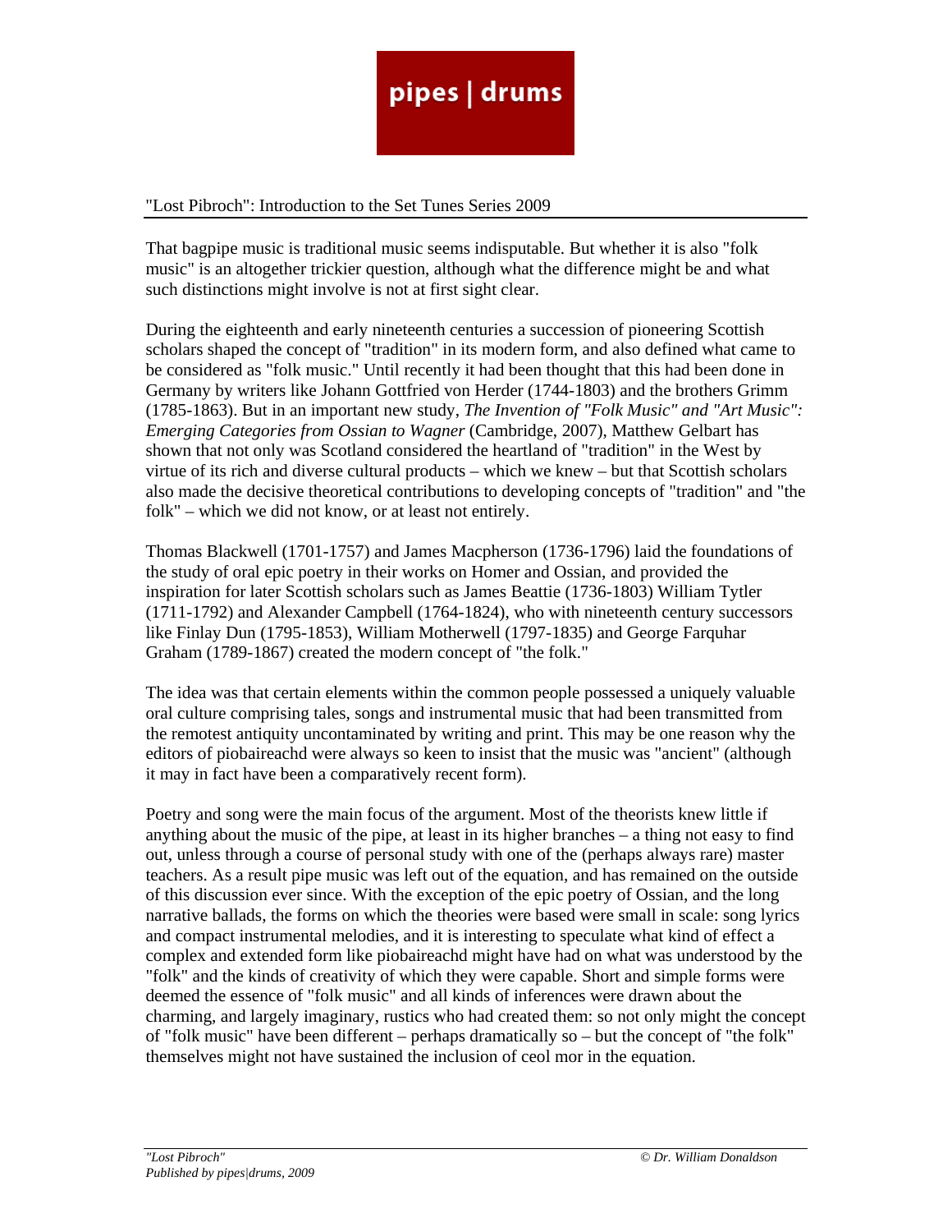"Lost Pibroch": Introduction to the Set Tunes Series 2009

That bagpipe music is traditional music seems indisputable. But whether it is also "folk music" is an altogether trickier question, although what the difference might be and what such distinctions might involve is not at first sight clear.

During the eighteenth and early nineteenth centuries a succession of pioneering Scottish scholars shaped the concept of "tradition" in its modern form, and also defined what came to be considered as "folk music." Until recently it had been thought that this had been done in Germany by writers like Johann Gottfried von Herder (1744-1803) and the brothers Grimm (1785-1863). But in an important new study, *The Invention of "Folk Music" and "Art Music": Emerging Categories from Ossian to Wagner* (Cambridge, 2007), Matthew Gelbart has shown that not only was Scotland considered the heartland of "tradition" in the West by virtue of its rich and diverse cultural products – which we knew – but that Scottish scholars also made the decisive theoretical contributions to developing concepts of "tradition" and "the folk" – which we did not know, or at least not entirely.

Thomas Blackwell (1701-1757) and James Macpherson (1736-1796) laid the foundations of the study of oral epic poetry in their works on Homer and Ossian, and provided the inspiration for later Scottish scholars such as James Beattie (1736-1803) William Tytler (1711-1792) and Alexander Campbell (1764-1824), who with nineteenth century successors like Finlay Dun (1795-1853), William Motherwell (1797-1835) and George Farquhar Graham (1789-1867) created the modern concept of "the folk."

The idea was that certain elements within the common people possessed a uniquely valuable oral culture comprising tales, songs and instrumental music that had been transmitted from the remotest antiquity uncontaminated by writing and print. This may be one reason why the editors of piobaireachd were always so keen to insist that the music was "ancient" (although it may in fact have been a comparatively recent form).

Poetry and song were the main focus of the argument. Most of the theorists knew little if anything about the music of the pipe, at least in its higher branches – a thing not easy to find out, unless through a course of personal study with one of the (perhaps always rare) master teachers. As a result pipe music was left out of the equation, and has remained on the outside of this discussion ever since. With the exception of the epic poetry of Ossian, and the long narrative ballads, the forms on which the theories were based were small in scale: song lyrics and compact instrumental melodies, and it is interesting to speculate what kind of effect a complex and extended form like piobaireachd might have had on what was understood by the "folk" and the kinds of creativity of which they were capable. Short and simple forms were deemed the essence of "folk music" and all kinds of inferences were drawn about the charming, and largely imaginary, rustics who had created them: so not only might the concept of "folk music" have been different – perhaps dramatically so – but the concept of "the folk" themselves might not have sustained the inclusion of ceol mor in the equation.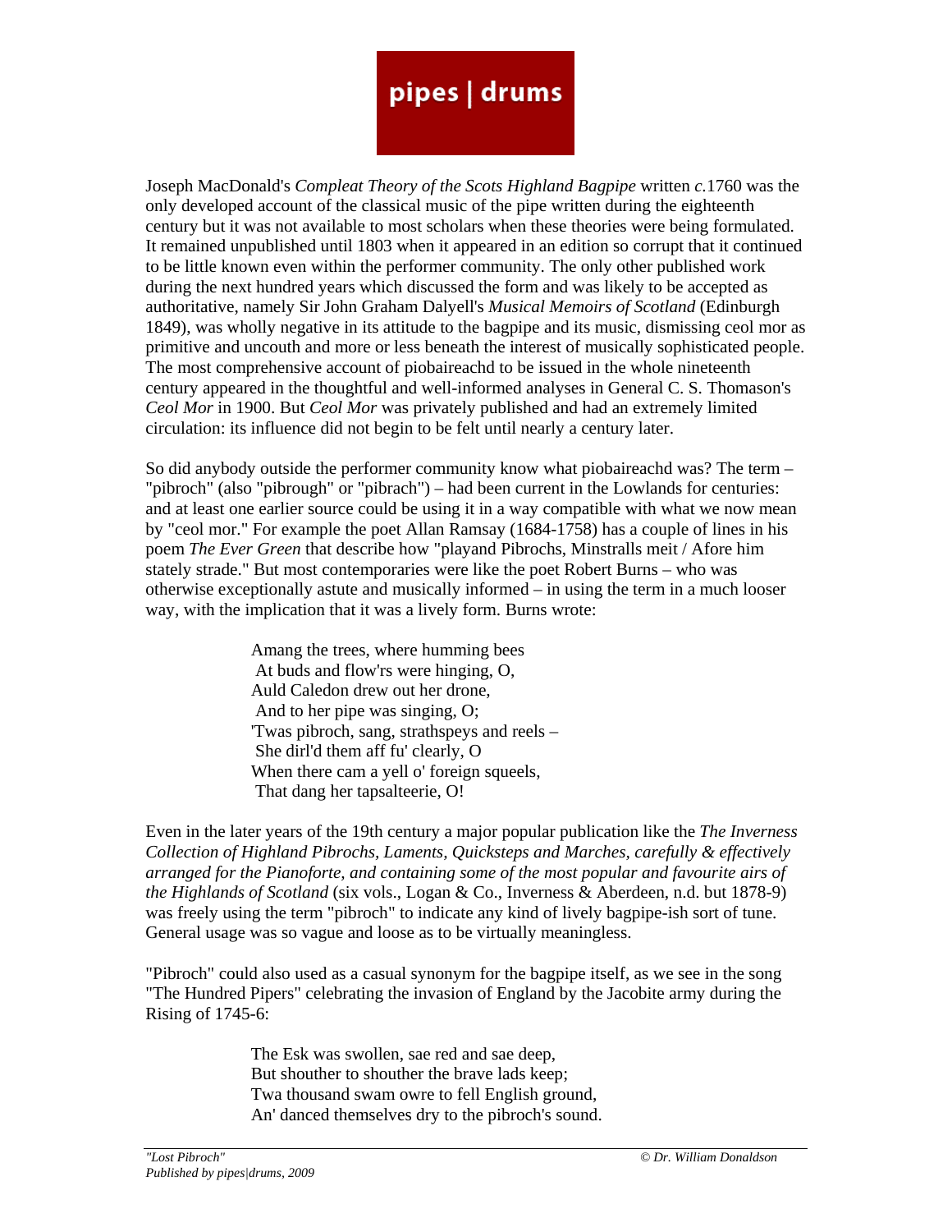Joseph MacDonald's *Compleat Theory of the Scots Highland Bagpipe* written *c.*1760 was the only developed account of the classical music of the pipe written during the eighteenth century but it was not available to most scholars when these theories were being formulated. It remained unpublished until 1803 when it appeared in an edition so corrupt that it continued to be little known even within the performer community. The only other published work during the next hundred years which discussed the form and was likely to be accepted as authoritative, namely Sir John Graham Dalyell's *Musical Memoirs of Scotland* (Edinburgh 1849), was wholly negative in its attitude to the bagpipe and its music, dismissing ceol mor as primitive and uncouth and more or less beneath the interest of musically sophisticated people. The most comprehensive account of piobaireachd to be issued in the whole nineteenth century appeared in the thoughtful and well-informed analyses in General C. S. Thomason's *Ceol Mor* in 1900. But *Ceol Mor* was privately published and had an extremely limited circulation: its influence did not begin to be felt until nearly a century later.

So did anybody outside the performer community know what piobaireachd was? The term – "pibroch" (also "pibrough" or "pibrach") – had been current in the Lowlands for centuries: and at least one earlier source could be using it in a way compatible with what we now mean by "ceol mor." For example the poet Allan Ramsay (1684-1758) has a couple of lines in his poem *The Ever Green* that describe how "playand Pibrochs, Minstralls meit / Afore him stately strade." But most contemporaries were like the poet Robert Burns – who was otherwise exceptionally astute and musically informed – in using the term in a much looser way, with the implication that it was a lively form. Burns wrote:

> Amang the trees, where humming bees
>  At buds and flow'rs were hinging, O,
> Auld Caledon drew out her drone,
>  And to her pipe was singing, O;
> 'Twas pibroch, sang, strathspeys and reels –
>  She dirl'd them aff fu' clearly, O
> When there cam a yell o' foreign squeels,
>  That dang her tapsalteerie, O!

Even in the later years of the 19th century a major popular publication like the *The Inverness Collection of Highland Pibrochs, Laments, Quicksteps and Marches, carefully & effectively arranged for the Pianoforte, and containing some of the most popular and favourite airs of the Highlands of Scotland* (six vols., Logan & Co., Inverness & Aberdeen, n.d. but 1878-9) was freely using the term "pibroch" to indicate any kind of lively bagpipe-ish sort of tune. General usage was so vague and loose as to be virtually meaningless.

"Pibroch" could also used as a casual synonym for the bagpipe itself, as we see in the song "The Hundred Pipers" celebrating the invasion of England by the Jacobite army during the Rising of 1745-6:

> The Esk was swollen, sae red and sae deep,
> But shouther to shouther the brave lads keep;
> Twa thousand swam owre to fell English ground,
> An' danced themselves dry to the pibroch's sound.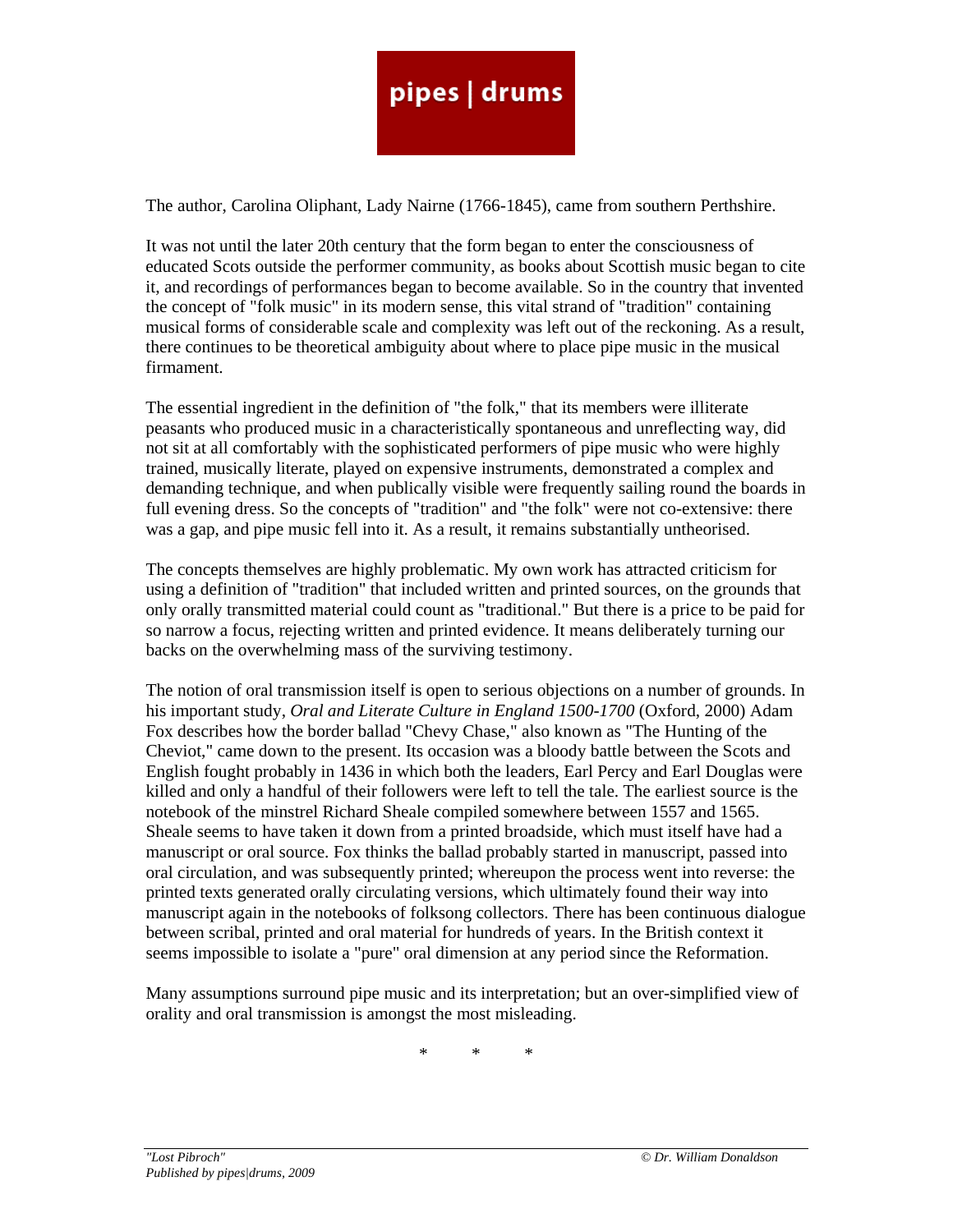The author, Carolina Oliphant, Lady Nairne (1766-1845), came from southern Perthshire.

It was not until the later 20th century that the form began to enter the consciousness of educated Scots outside the performer community, as books about Scottish music began to cite it, and recordings of performances began to become available. So in the country that invented the concept of "folk music" in its modern sense, this vital strand of "tradition" containing musical forms of considerable scale and complexity was left out of the reckoning. As a result, there continues to be theoretical ambiguity about where to place pipe music in the musical firmament.

The essential ingredient in the definition of "the folk," that its members were illiterate peasants who produced music in a characteristically spontaneous and unreflecting way, did not sit at all comfortably with the sophisticated performers of pipe music who were highly trained, musically literate, played on expensive instruments, demonstrated a complex and demanding technique, and when publically visible were frequently sailing round the boards in full evening dress. So the concepts of "tradition" and "the folk" were not co-extensive: there was a gap, and pipe music fell into it. As a result, it remains substantially untheorised.

The concepts themselves are highly problematic. My own work has attracted criticism for using a definition of "tradition" that included written and printed sources, on the grounds that only orally transmitted material could count as "traditional." But there is a price to be paid for so narrow a focus, rejecting written and printed evidence. It means deliberately turning our backs on the overwhelming mass of the surviving testimony.

The notion of oral transmission itself is open to serious objections on a number of grounds. In his important study, *Oral and Literate Culture in England 1500-1700* (Oxford, 2000) Adam Fox describes how the border ballad "Chevy Chase," also known as "The Hunting of the Cheviot," came down to the present. Its occasion was a bloody battle between the Scots and English fought probably in 1436 in which both the leaders, Earl Percy and Earl Douglas were killed and only a handful of their followers were left to tell the tale. The earliest source is the notebook of the minstrel Richard Sheale compiled somewhere between 1557 and 1565. Sheale seems to have taken it down from a printed broadside, which must itself have had a manuscript or oral source. Fox thinks the ballad probably started in manuscript, passed into oral circulation, and was subsequently printed; whereupon the process went into reverse: the printed texts generated orally circulating versions, which ultimately found their way into manuscript again in the notebooks of folksong collectors. There has been continuous dialogue between scribal, printed and oral material for hundreds of years. In the British context it seems impossible to isolate a "pure" oral dimension at any period since the Reformation.

Many assumptions surround pipe music and its interpretation; but an over-simplified view of orality and oral transmission is amongst the most misleading.

\* \* \*